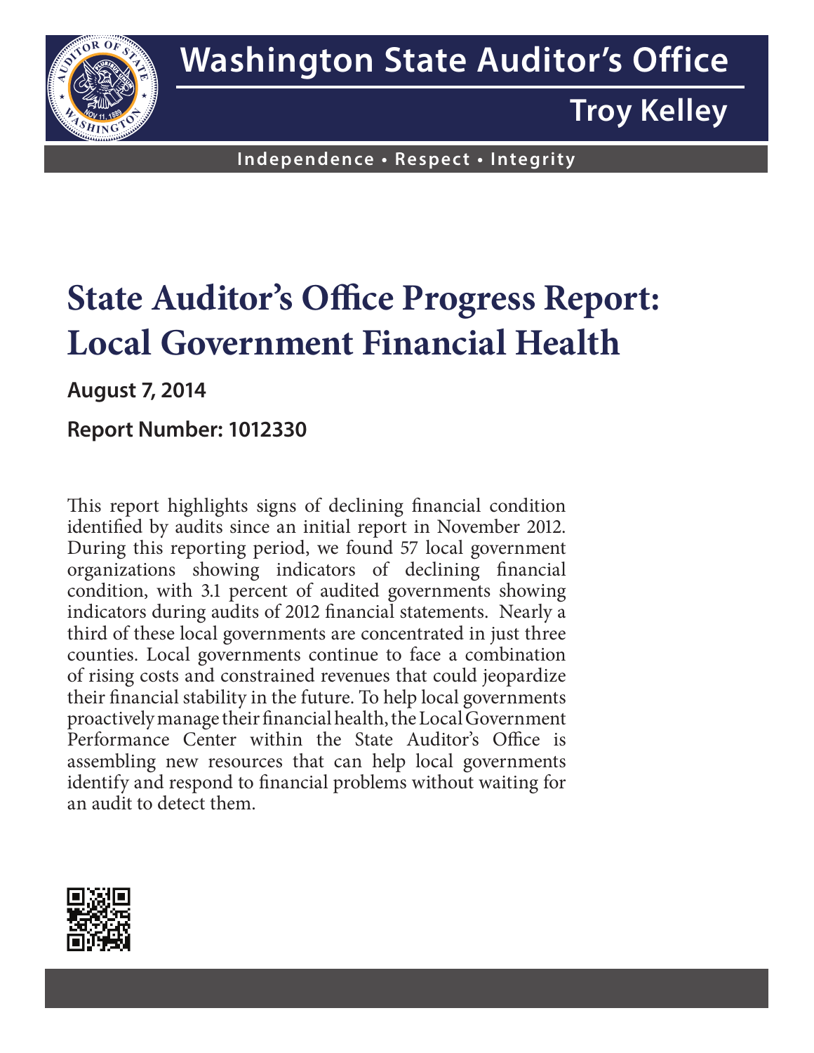# Washington State Auditor's Office

## Troy Kelley

**Independence • Respect • Integrity**

# State Auditor's Office Progress Report: Local Government Financial Health

**August 7, 2014**

**Report Number: 1012330**

This report highlights signs of declining financial condition identified by audits since an initial report in November 2012. During this reporting period, we found 57 local government organizations showing indicators of declining financial condition, with 3.1 percent of audited governments showing indicators during audits of 2012 financial statements. Nearly a third of these local governments are concentrated in just three counties. Local governments continue to face a combination of rising costs and constrained revenues that could jeopardize their financial stability in the future. To help local governments proactively manage their financial health, the Local Government Performance Center within the State Auditor's Office is assembling new resources that can help local governments identify and respond to financial problems without waiting for an audit to detect them.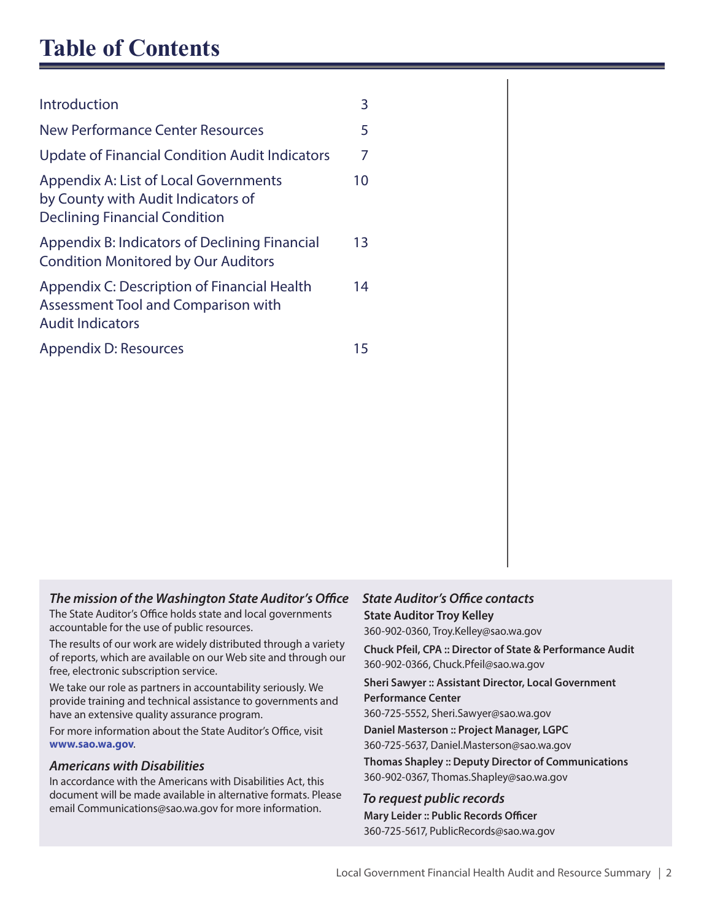# Table of Contents

| | |
|---|---|
| Introduction | 3 |
| New Performance Center Resources | 5 |
| Update of Financial Condition Audit Indicators | 7 |
| Appendix A: List of Local Governments by County with Audit Indicators of Declining Financial Condition | 10 |
| Appendix B: Indicators of Declining Financial Condition Monitored by Our Auditors | 13 |
| Appendix C: Description of Financial Health Assessment Tool and Comparison with Audit Indicators | 14 |
| Appendix D: Resources | 15 |

***The mission of the Washington State Auditor's Office***

The State Auditor's Office holds state and local governments accountable for the use of public resources.

The results of our work are widely distributed through a variety of reports, which are available on our Web site and through our free, electronic subscription service.

We take our role as partners in accountability seriously. We provide training and technical assistance to governments and have an extensive quality assurance program.

For more information about the State Auditor's Office, visit **www.sao.wa.gov**.

***Americans with Disabilities***

In accordance with the Americans with Disabilities Act, this document will be made available in alternative formats. Please email Communications@sao.wa.gov for more information.

***State Auditor's Office contacts***

**State Auditor Troy Kelley**
360-902-0360, Troy.Kelley@sao.wa.gov

**Chuck Pfeil, CPA :: Director of State & Performance Audit**
360-902-0366, Chuck.Pfeil@sao.wa.gov

**Sheri Sawyer :: Assistant Director, Local Government Performance Center**
360-725-5552, Sheri.Sawyer@sao.wa.gov

**Daniel Masterson :: Project Manager, LGPC**
360-725-5637, Daniel.Masterson@sao.wa.gov

**Thomas Shapley :: Deputy Director of Communications**
360-902-0367, Thomas.Shapley@sao.wa.gov

***To request public records***

**Mary Leider :: Public Records Officer**
360-725-5617, PublicRecords@sao.wa.gov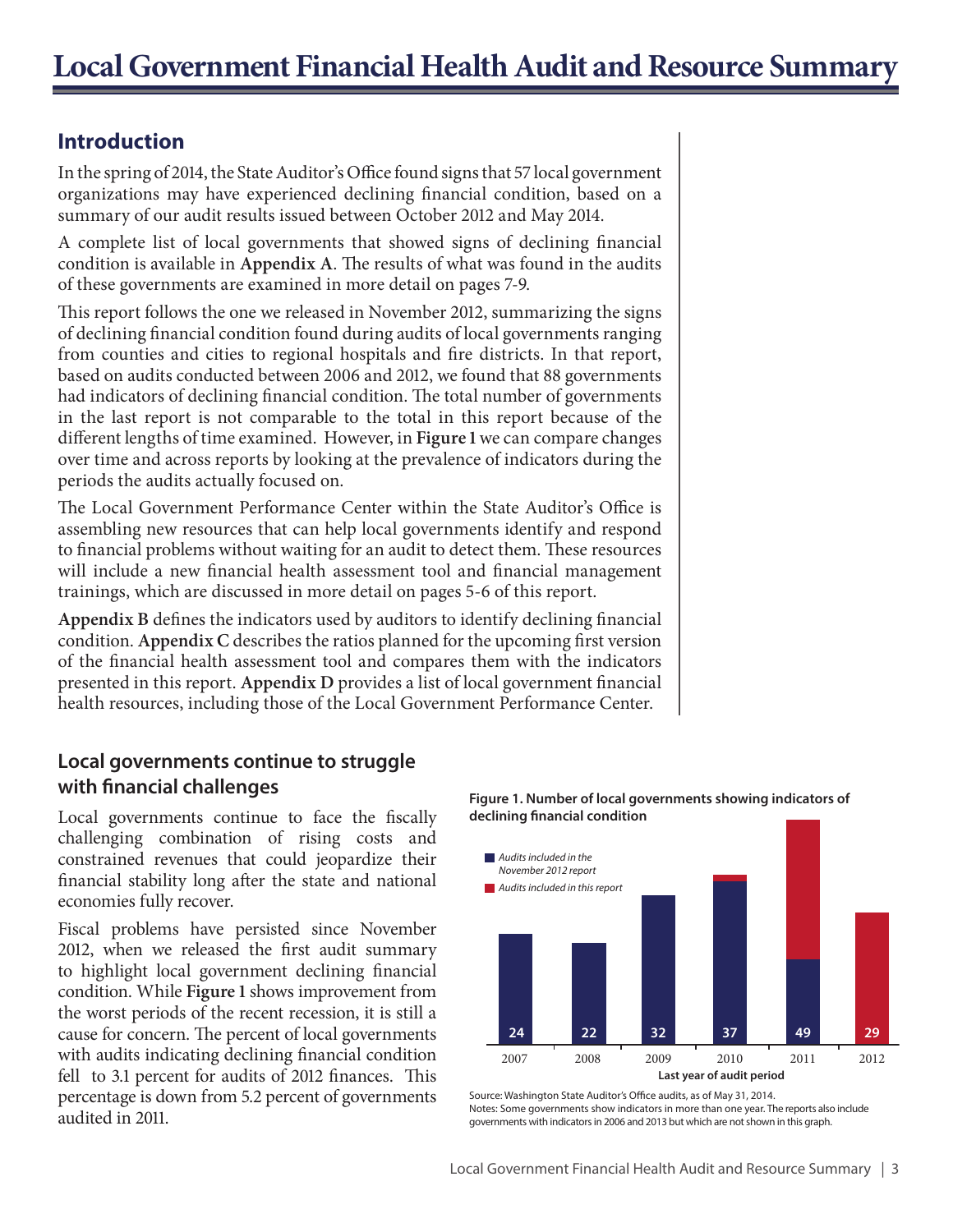# Local Government Financial Health Audit and Resource Summary

## Introduction

In the spring of 2014, the State Auditor's Office found signs that 57 local government organizations may have experienced declining financial condition, based on a summary of our audit results issued between October 2012 and May 2014.

A complete list of local governments that showed signs of declining financial condition is available in **Appendix A**. The results of what was found in the audits of these governments are examined in more detail on pages 7-9.

This report follows the one we released in November 2012, summarizing the signs of declining financial condition found during audits of local governments ranging from counties and cities to regional hospitals and fire districts. In that report, based on audits conducted between 2006 and 2012, we found that 88 governments had indicators of declining financial condition. The total number of governments in the last report is not comparable to the total in this report because of the different lengths of time examined. However, in **Figure 1** we can compare changes over time and across reports by looking at the prevalence of indicators during the periods the audits actually focused on.

The Local Government Performance Center within the State Auditor's Office is assembling new resources that can help local governments identify and respond to financial problems without waiting for an audit to detect them. These resources will include a new financial health assessment tool and financial management trainings, which are discussed in more detail on pages 5-6 of this report.

**Appendix B** defines the indicators used by auditors to identify declining financial condition. **Appendix C** describes the ratios planned for the upcoming first version of the financial health assessment tool and compares them with the indicators presented in this report. **Appendix D** provides a list of local government financial health resources, including those of the Local Government Performance Center.

## Local governments continue to struggle with financial challenges

Local governments continue to face the fiscally challenging combination of rising costs and constrained revenues that could jeopardize their financial stability long after the state and national economies fully recover.

Fiscal problems have persisted since November 2012, when we released the first audit summary to highlight local government declining financial condition. While **Figure 1** shows improvement from the worst periods of the recent recession, it is still a cause for concern. The percent of local governments with audits indicating declining financial condition fell to 3.1 percent for audits of 2012 finances. This percentage is down from 5.2 percent of governments audited in 2011.

**Figure 1. Number of local governments showing indicators of declining financial condition**

| Last year of audit period | Total |
|---|---|
| 2007 | 24 |
| 2008 | 22 |
| 2009 | 32 |
| 2010 | 37 |
| 2011 | 49 |
| 2012 | 29 |

Legend: *Audits included in the November 2012 report*; *Audits included in this report*

Source: Washington State Auditor's Office audits, as of May 31, 2014.
Notes: Some governments show indicators in more than one year. The reports also include governments with indicators in 2006 and 2013 but which are not shown in this graph.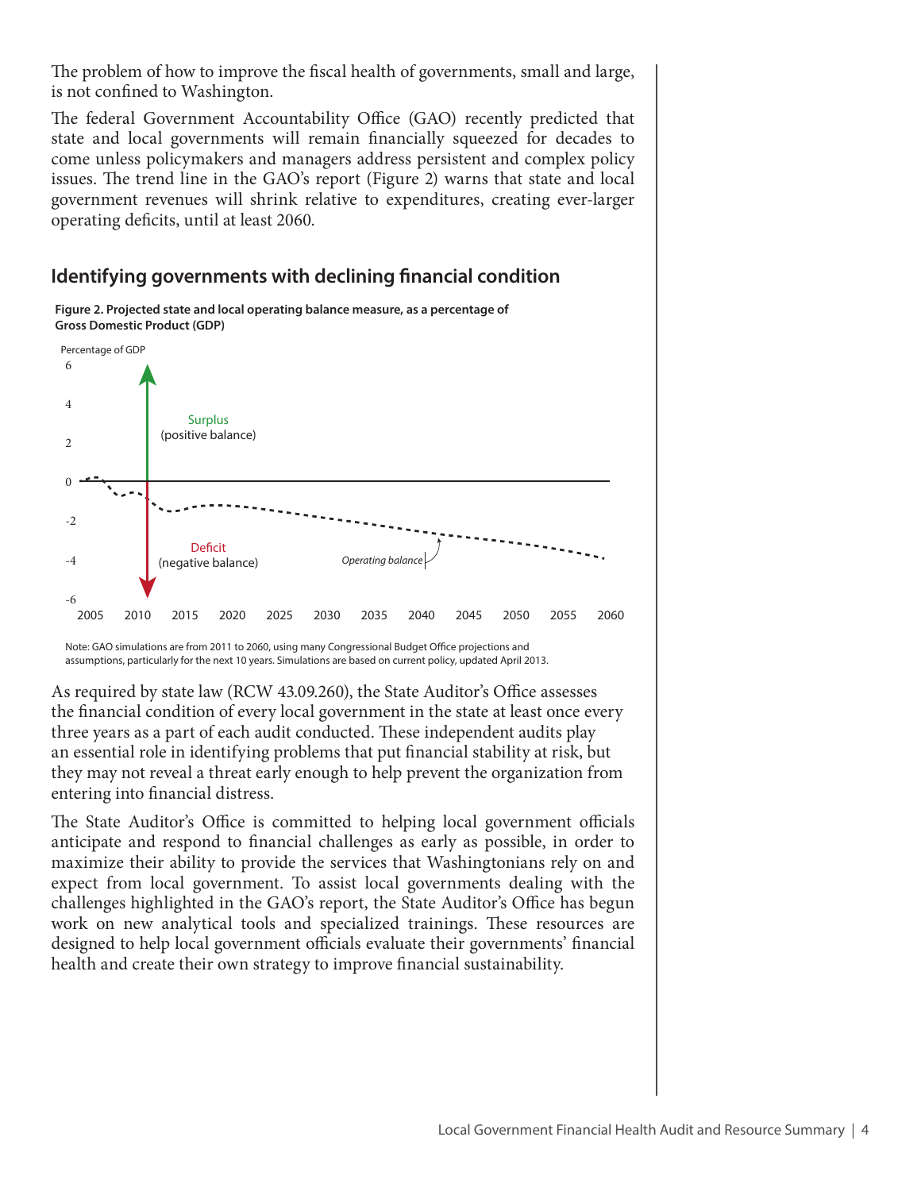The problem of how to improve the fiscal health of governments, small and large, is not confined to Washington.

The federal Government Accountability Office (GAO) recently predicted that state and local governments will remain financially squeezed for decades to come unless policymakers and managers address persistent and complex policy issues. The trend line in the GAO's report (Figure 2) warns that state and local government revenues will shrink relative to expenditures, creating ever-larger operating deficits, until at least 2060.

## Identifying governments with declining financial condition

**Figure 2. Projected state and local operating balance measure, as a percentage of Gross Domestic Product (GDP)**

Note: GAO simulations are from 2011 to 2060, using many Congressional Budget Office projections and assumptions, particularly for the next 10 years. Simulations are based on current policy, updated April 2013.

As required by state law (RCW 43.09.260), the State Auditor's Office assesses the financial condition of every local government in the state at least once every three years as a part of each audit conducted. These independent audits play an essential role in identifying problems that put financial stability at risk, but they may not reveal a threat early enough to help prevent the organization from entering into financial distress.

The State Auditor's Office is committed to helping local government officials anticipate and respond to financial challenges as early as possible, in order to maximize their ability to provide the services that Washingtonians rely on and expect from local government. To assist local governments dealing with the challenges highlighted in the GAO's report, the State Auditor's Office has begun work on new analytical tools and specialized trainings. These resources are designed to help local government officials evaluate their governments' financial health and create their own strategy to improve financial sustainability.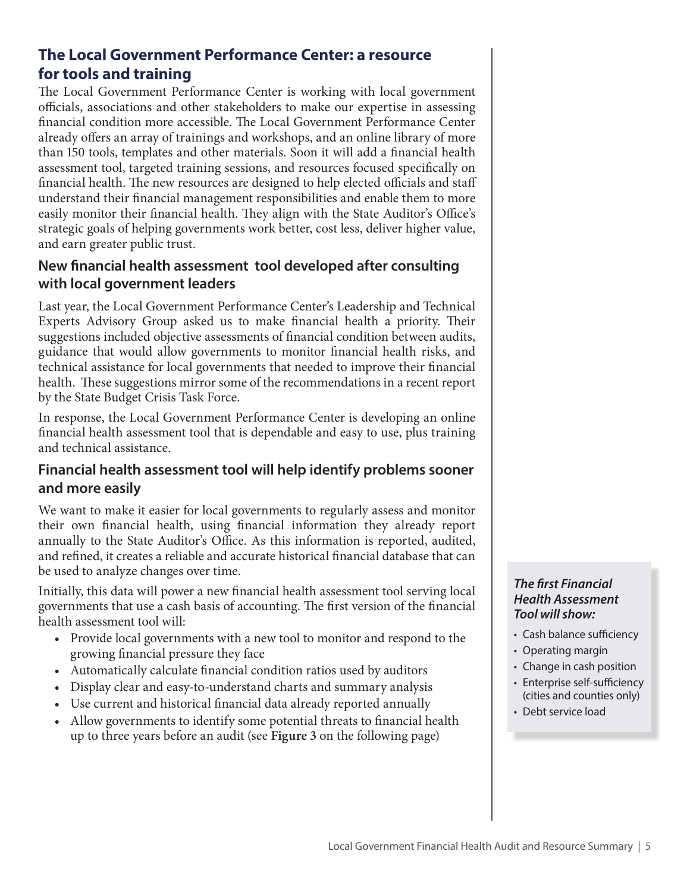## The Local Government Performance Center: a resource for tools and training

The Local Government Performance Center is working with local government officials, associations and other stakeholders to make our expertise in assessing financial condition more accessible. The Local Government Performance Center already offers an array of trainings and workshops, and an online library of more than 150 tools, templates and other materials. Soon it will add a financial health assessment tool, targeted training sessions, and resources focused specifically on financial health. The new resources are designed to help elected officials and staff understand their financial management responsibilities and enable them to more easily monitor their financial health. They align with the State Auditor's Office's strategic goals of helping governments work better, cost less, deliver higher value, and earn greater public trust.

### New financial health assessment tool developed after consulting with local government leaders

Last year, the Local Government Performance Center's Leadership and Technical Experts Advisory Group asked us to make financial health a priority. Their suggestions included objective assessments of financial condition between audits, guidance that would allow governments to monitor financial health risks, and technical assistance for local governments that needed to improve their financial health. These suggestions mirror some of the recommendations in a recent report by the State Budget Crisis Task Force.

In response, the Local Government Performance Center is developing an online financial health assessment tool that is dependable and easy to use, plus training and technical assistance.

### Financial health assessment tool will help identify problems sooner and more easily

We want to make it easier for local governments to regularly assess and monitor their own financial health, using financial information they already report annually to the State Auditor's Office. As this information is reported, audited, and refined, it creates a reliable and accurate historical financial database that can be used to analyze changes over time.

Initially, this data will power a new financial health assessment tool serving local governments that use a cash basis of accounting. The first version of the financial health assessment tool will:

- Provide local governments with a new tool to monitor and respond to the growing financial pressure they face
- Automatically calculate financial condition ratios used by auditors
- Display clear and easy-to-understand charts and summary analysis
- Use current and historical financial data already reported annually
- Allow governments to identify some potential threats to financial health up to three years before an audit (see **Figure 3** on the following page)

***The first Financial Health Assessment Tool will show:***

- Cash balance sufficiency
- Operating margin
- Change in cash position
- Enterprise self-sufficiency (cities and counties only)
- Debt service load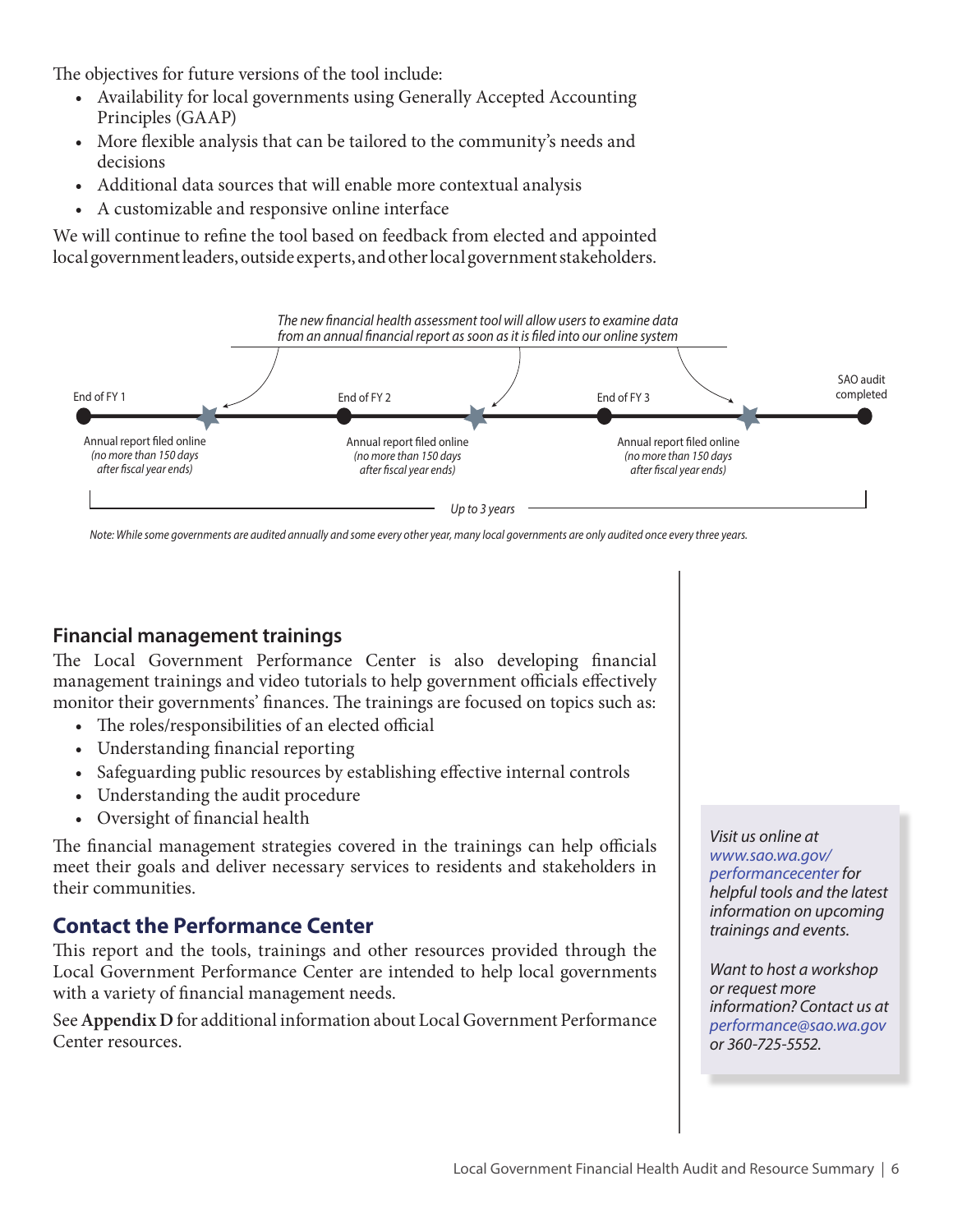The objectives for future versions of the tool include:

- Availability for local governments using Generally Accepted Accounting Principles (GAAP)
- More flexible analysis that can be tailored to the community's needs and decisions
- Additional data sources that will enable more contextual analysis
- A customizable and responsive online interface

We will continue to refine the tool based on feedback from elected and appointed local government leaders, outside experts, and other local government stakeholders.

*The new financial health assessment tool will allow users to examine data from an annual financial report as soon as it is filed into our online system*

End of FY 1 — Annual report filed online *(no more than 150 days after fiscal year ends)* — End of FY 2 — Annual report filed online *(no more than 150 days after fiscal year ends)* — End of FY 3 — Annual report filed online *(no more than 150 days after fiscal year ends)* — SAO audit completed

*Up to 3 years*

*Note: While some governments are audited annually and some every other year, many local governments are only audited once every three years.*

## Financial management trainings

The Local Government Performance Center is also developing financial management trainings and video tutorials to help government officials effectively monitor their governments' finances. The trainings are focused on topics such as:

- The roles/responsibilities of an elected official
- Understanding financial reporting
- Safeguarding public resources by establishing effective internal controls
- Understanding the audit procedure
- Oversight of financial health

The financial management strategies covered in the trainings can help officials meet their goals and deliver necessary services to residents and stakeholders in their communities.

## Contact the Performance Center

This report and the tools, trainings and other resources provided through the Local Government Performance Center are intended to help local governments with a variety of financial management needs.

See **Appendix D** for additional information about Local Government Performance Center resources.

*Visit us online at www.sao.wa.gov/performancecenter for helpful tools and the latest information on upcoming trainings and events.*

*Want to host a workshop or request more information? Contact us at performance@sao.wa.gov or 360-725-5552.*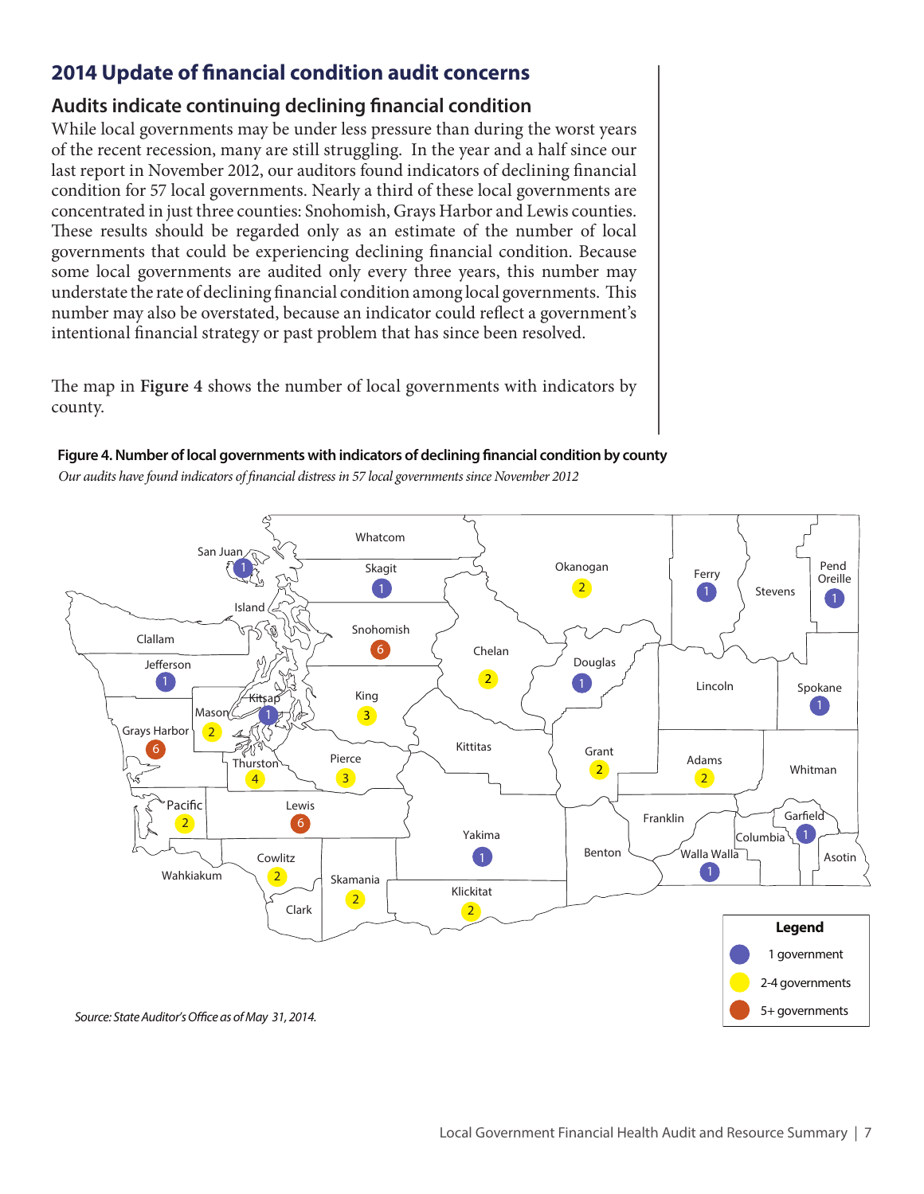## 2014 Update of financial condition audit concerns

### Audits indicate continuing declining financial condition

While local governments may be under less pressure than during the worst years of the recent recession, many are still struggling. In the year and a half since our last report in November 2012, our auditors found indicators of declining financial condition for 57 local governments. Nearly a third of these local governments are concentrated in just three counties: Snohomish, Grays Harbor and Lewis counties. These results should be regarded only as an estimate of the number of local governments that could be experiencing declining financial condition. Because some local governments are audited only every three years, this number may understate the rate of declining financial condition among local governments. This number may also be overstated, because an indicator could reflect a government's intentional financial strategy or past problem that has since been resolved.

The map in **Figure 4** shows the number of local governments with indicators by county.

**Figure 4. Number of local governments with indicators of declining financial condition by county**

*Our audits have found indicators of financial distress in 57 local governments since November 2012*

| County | Number of local governments |
|---|---|
| San Juan | 1 |
| Skagit | 1 |
| Okanogan | 2 |
| Ferry | 1 |
| Pend Oreille | 1 |
| Snohomish | 6 |
| Chelan | 2 |
| Douglas | 1 |
| Jefferson | 1 |
| Kitsap | 1 |
| Mason | 2 |
| King | 3 |
| Spokane | 1 |
| Grays Harbor | 6 |
| Thurston | 4 |
| Pierce | 3 |
| Grant | 2 |
| Adams | 2 |
| Pacific | 2 |
| Lewis | 6 |
| Garfield | 1 |
| Yakima | 1 |
| Walla Walla | 1 |
| Cowlitz | 2 |
| Skamania | 2 |
| Klickitat | 2 |

Legend: 1 government; 2-4 governments; 5+ governments

*Source: State Auditor's Office as of May 31, 2014.*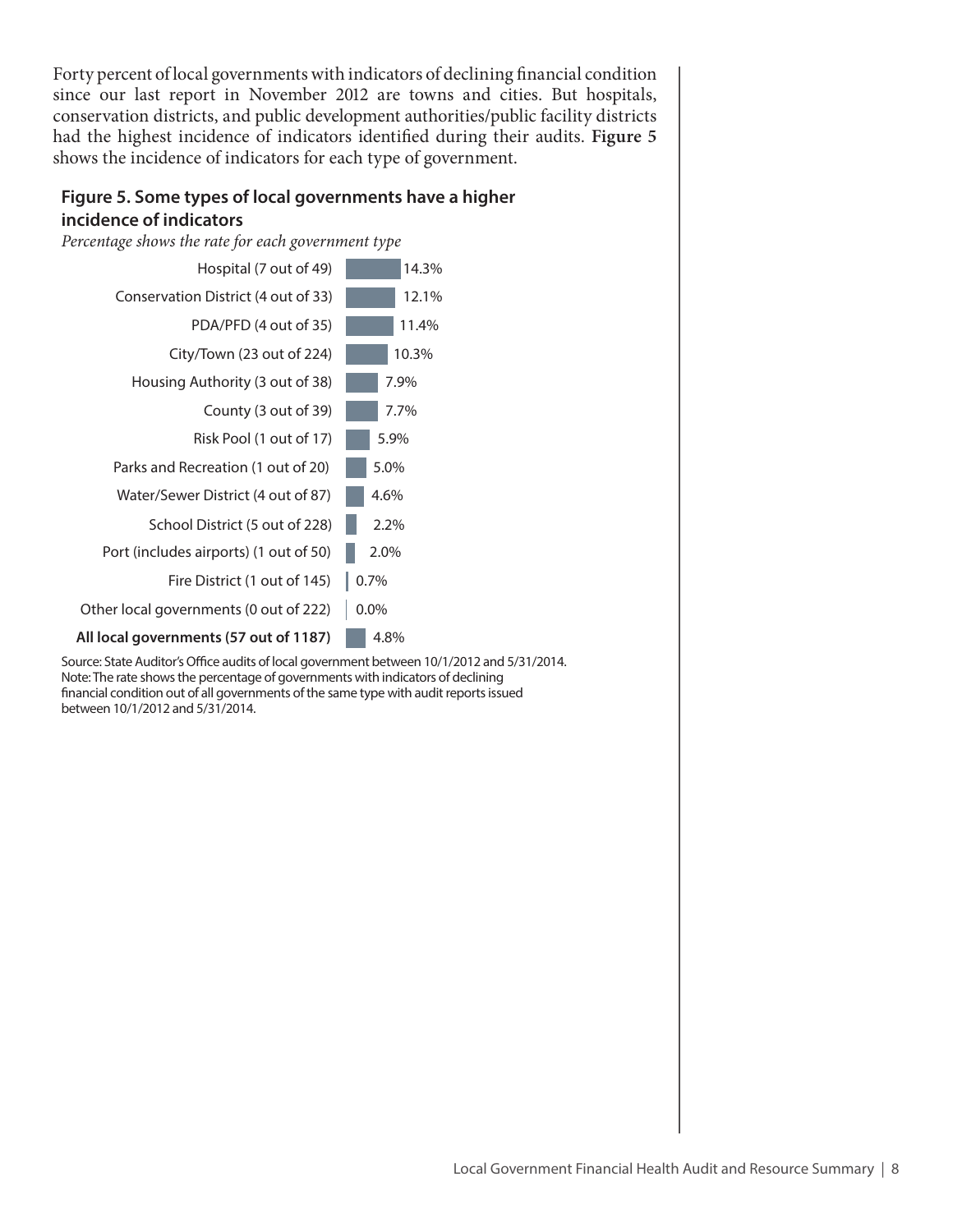Forty percent of local governments with indicators of declining financial condition since our last report in November 2012 are towns and cities. But hospitals, conservation districts, and public development authorities/public facility districts had the highest incidence of indicators identified during their audits. **Figure 5** shows the incidence of indicators for each type of government.

**Figure 5. Some types of local governments have a higher incidence of indicators**

*Percentage shows the rate for each government type*

| Government type | Rate |
|---|---|
| Hospital (7 out of 49) | 14.3% |
| Conservation District (4 out of 33) | 12.1% |
| PDA/PFD (4 out of 35) | 11.4% |
| City/Town (23 out of 224) | 10.3% |
| Housing Authority (3 out of 38) | 7.9% |
| County (3 out of 39) | 7.7% |
| Risk Pool (1 out of 17) | 5.9% |
| Parks and Recreation (1 out of 20) | 5.0% |
| Water/Sewer District (4 out of 87) | 4.6% |
| School District (5 out of 228) | 2.2% |
| Port (includes airports) (1 out of 50) | 2.0% |
| Fire District (1 out of 145) | 0.7% |
| Other local governments (0 out of 222) | 0.0% |
| **All local governments (57 out of 1187)** | 4.8% |

Source: State Auditor's Office audits of local government between 10/1/2012 and 5/31/2014.
Note: The rate shows the percentage of governments with indicators of declining financial condition out of all governments of the same type with audit reports issued between 10/1/2012 and 5/31/2014.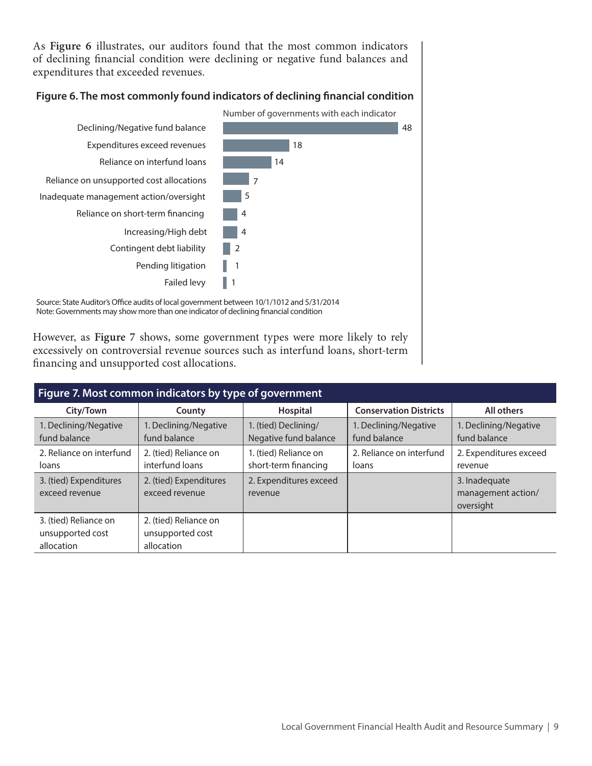As **Figure 6** illustrates, our auditors found that the most common indicators of declining financial condition were declining or negative fund balances and expenditures that exceeded revenues.

**Figure 6. The most commonly found indicators of declining financial condition**

| Indicator | Number of governments with each indicator |
|---|---|
| Declining/Negative fund balance | 48 |
| Expenditures exceed revenues | 18 |
| Reliance on interfund loans | 14 |
| Reliance on unsupported cost allocations | 7 |
| Inadequate management action/oversight | 5 |
| Reliance on short-term financing | 4 |
| Increasing/High debt | 4 |
| Contingent debt liability | 2 |
| Pending litigation | 1 |
| Failed levy | 1 |

Source: State Auditor's Office audits of local government between 10/1/1012 and 5/31/2014
Note: Governments may show more than one indicator of declining financial condition

However, as **Figure 7** shows, some government types were more likely to rely excessively on controversial revenue sources such as interfund loans, short-term financing and unsupported cost allocations.

**Figure 7. Most common indicators by type of government**

| City/Town | County | Hospital | Conservation Districts | All others |
|---|---|---|---|---|
| 1. Declining/Negative fund balance | 1. Declining/Negative fund balance | 1. (tied) Declining/ Negative fund balance | 1. Declining/Negative fund balance | 1. Declining/Negative fund balance |
| 2. Reliance on interfund loans | 2. (tied) Reliance on interfund loans | 1. (tied) Reliance on short-term financing | 2. Reliance on interfund loans | 2. Expenditures exceed revenue |
| 3. (tied) Expenditures exceed revenue | 2. (tied) Expenditures exceed revenue | 2. Expenditures exceed revenue | | 3. Inadequate management action/ oversight |
| 3. (tied) Reliance on unsupported cost allocation | 2. (tied) Reliance on unsupported cost allocation | | | |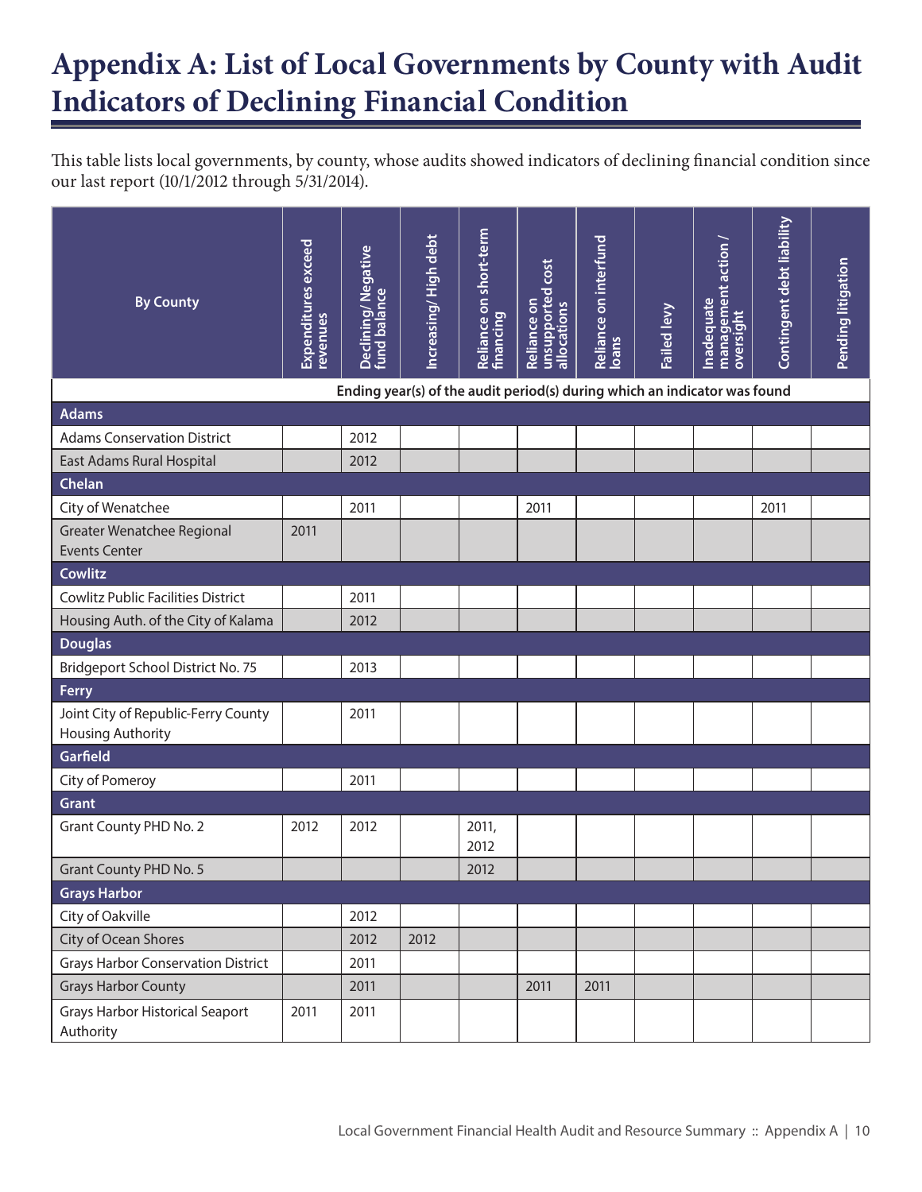# Appendix A: List of Local Governments by County with Audit Indicators of Declining Financial Condition

This table lists local governments, by county, whose audits showed indicators of declining financial condition since our last report (10/1/2012 through 5/31/2014).

| By County | Expenditures exceed revenues | Declining/ Negative fund balance | Increasing/ High debt | Reliance on short-term financing | Reliance on unsupported cost allocations | Reliance on interfund loans | Failed levy | Inadequate management action / oversight | Contingent debt liability | Pending litigation |
|---|---|---|---|---|---|---|---|---|---|---|
| | Ending year(s) of the audit period(s) during which an indicator was found | | | | | | | | | |
| **Adams** | | | | | | | | | | |
| Adams Conservation District | | 2012 | | | | | | | | |
| East Adams Rural Hospital | | 2012 | | | | | | | | |
| **Chelan** | | | | | | | | | | |
| City of Wenatchee | | 2011 | | | 2011 | | | | 2011 | |
| Greater Wenatchee Regional Events Center | 2011 | | | | | | | | | |
| **Cowlitz** | | | | | | | | | | |
| Cowlitz Public Facilities District | | 2011 | | | | | | | | |
| Housing Auth. of the City of Kalama | | 2012 | | | | | | | | |
| **Douglas** | | | | | | | | | | |
| Bridgeport School District No. 75 | | 2013 | | | | | | | | |
| **Ferry** | | | | | | | | | | |
| Joint City of Republic-Ferry County Housing Authority | | 2011 | | | | | | | | |
| **Garfield** | | | | | | | | | | |
| City of Pomeroy | | 2011 | | | | | | | | |
| **Grant** | | | | | | | | | | |
| Grant County PHD No. 2 | 2012 | 2012 | | 2011, 2012 | | | | | | |
| Grant County PHD No. 5 | | | | 2012 | | | | | | |
| **Grays Harbor** | | | | | | | | | | |
| City of Oakville | | 2012 | | | | | | | | |
| City of Ocean Shores | | 2012 | 2012 | | | | | | | |
| Grays Harbor Conservation District | | 2011 | | | | | | | | |
| Grays Harbor County | | 2011 | | | 2011 | 2011 | | | | |
| Grays Harbor Historical Seaport Authority | 2011 | 2011 | | | | | | | | |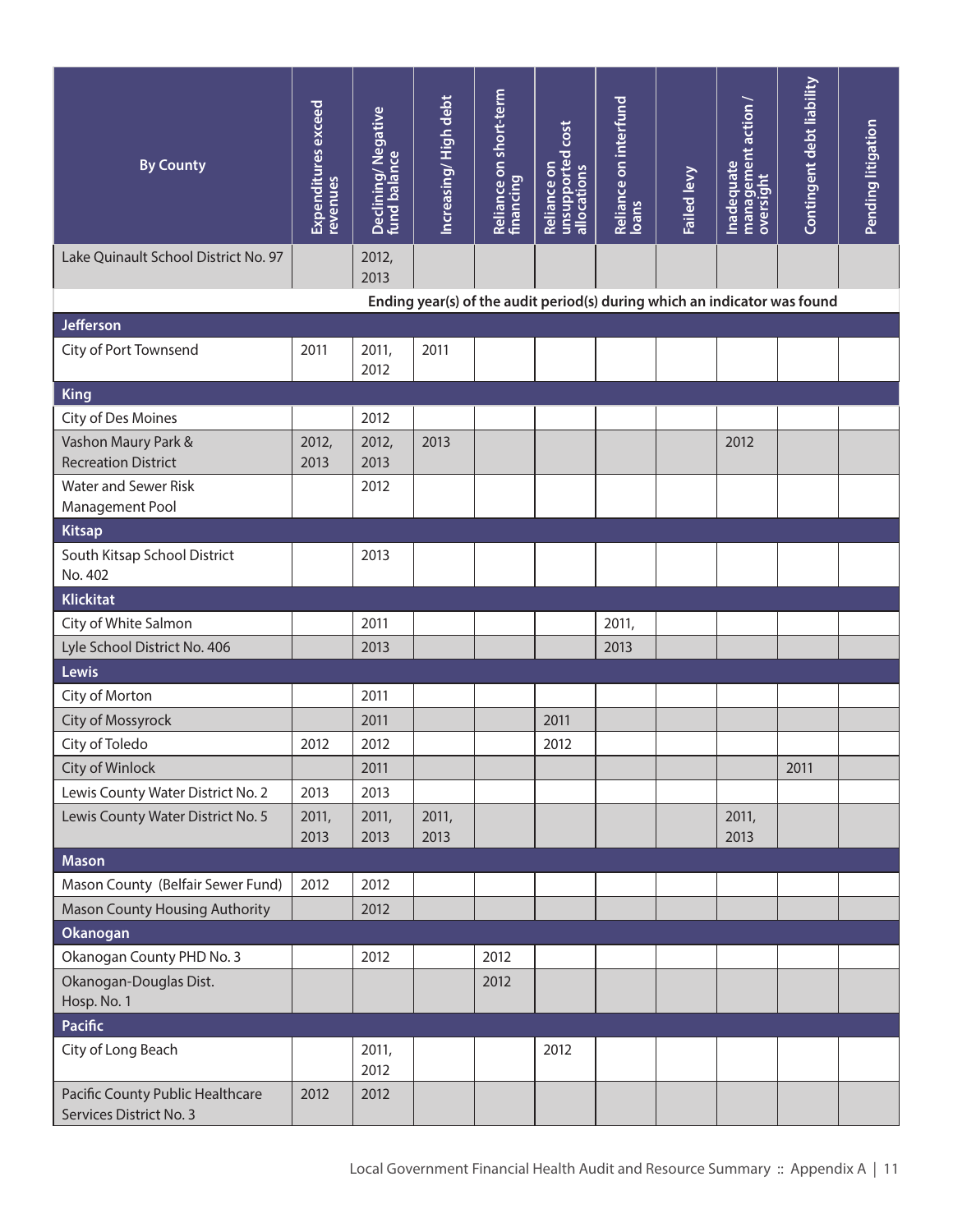| By County | Expenditures exceed revenues | Declining/ Negative fund balance | Increasing/ High debt | Reliance on short-term financing | Reliance on unsupported cost allocations | Reliance on interfund loans | Failed levy | Inadequate management action / oversight | Contingent debt liability | Pending litigation |
|---|---|---|---|---|---|---|---|---|---|---|
| Lake Quinault School District No. 97 | | 2012, 2013 | | | | | | | | |
| | Ending year(s) of the audit period(s) during which an indicator was found | | | | | | | | | |
| **Jefferson** | | | | | | | | | | |
| City of Port Townsend | 2011 | 2011, 2012 | 2011 | | | | | | | |
| **King** | | | | | | | | | | |
| City of Des Moines | | 2012 | | | | | | | | |
| Vashon Maury Park & Recreation District | 2012, 2013 | 2012, 2013 | 2013 | | | | | 2012 | | |
| Water and Sewer Risk Management Pool | | 2012 | | | | | | | | |
| **Kitsap** | | | | | | | | | | |
| South Kitsap School District No. 402 | | 2013 | | | | | | | | |
| **Klickitat** | | | | | | | | | | |
| City of White Salmon | | 2011 | | | | 2011, | | | | |
| Lyle School District No. 406 | | 2013 | | | | 2013 | | | | |
| **Lewis** | | | | | | | | | | |
| City of Morton | | 2011 | | | | | | | | |
| City of Mossyrock | | 2011 | | | 2011 | | | | | |
| City of Toledo | 2012 | 2012 | | | 2012 | | | | | |
| City of Winlock | | 2011 | | | | | | | 2011 | |
| Lewis County Water District No. 2 | 2013 | 2013 | | | | | | | | |
| Lewis County Water District No. 5 | 2011, 2013 | 2011, 2013 | 2011, 2013 | | | | | 2011, 2013 | | |
| **Mason** | | | | | | | | | | |
| Mason County (Belfair Sewer Fund) | 2012 | 2012 | | | | | | | | |
| Mason County Housing Authority | | 2012 | | | | | | | | |
| **Okanogan** | | | | | | | | | | |
| Okanogan County PHD No. 3 | | 2012 | | 2012 | | | | | | |
| Okanogan-Douglas Dist. Hosp. No. 1 | | | | 2012 | | | | | | |
| **Pacific** | | | | | | | | | | |
| City of Long Beach | | 2011, 2012 | | | 2012 | | | | | |
| Pacific County Public Healthcare Services District No. 3 | 2012 | 2012 | | | | | | | | |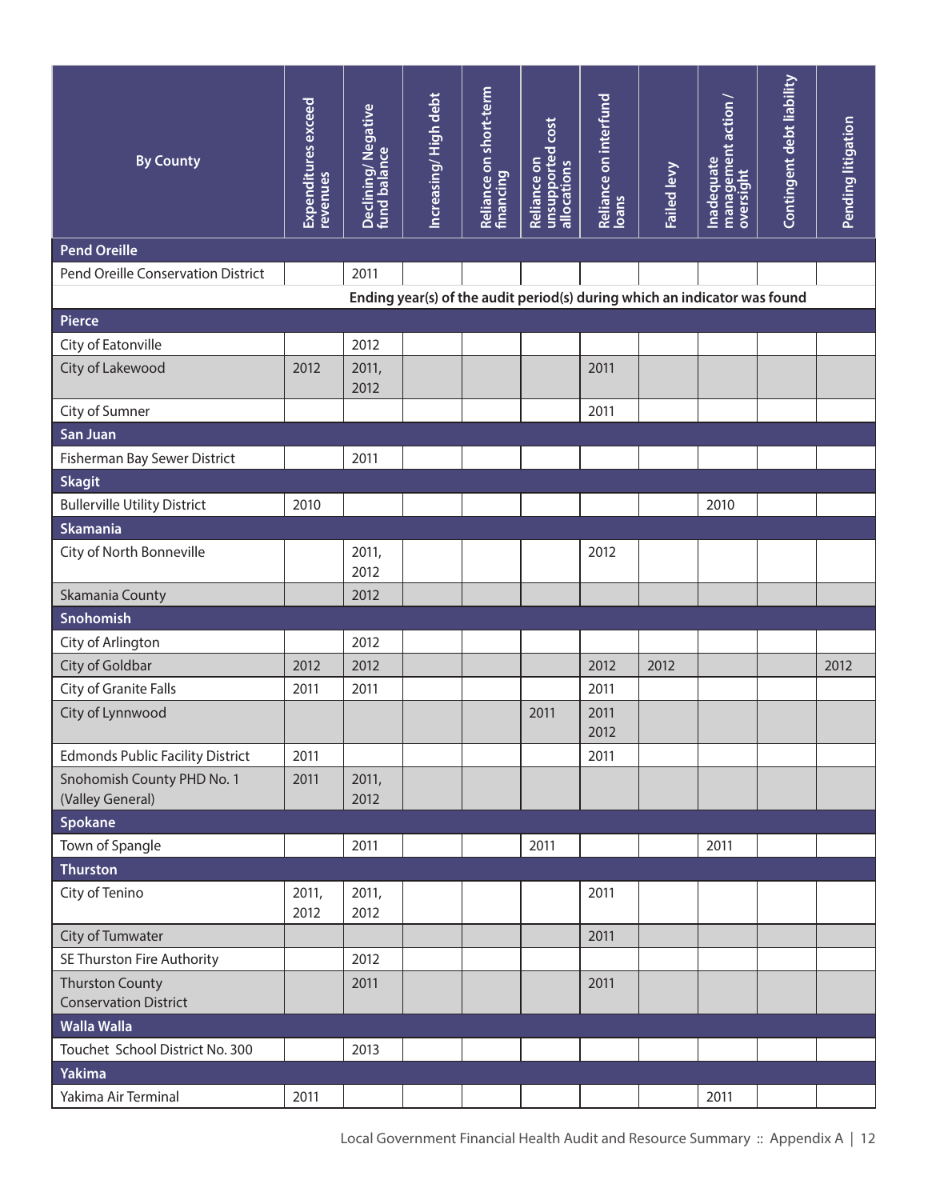| By County | Expenditures exceed revenues | Declining/ Negative fund balance | Increasing/ High debt | Reliance on short-term financing | Reliance on unsupported cost allocations | Reliance on interfund loans | Failed levy | Inadequate management action / oversight | Contingent debt liability | Pending litigation |
|---|---|---|---|---|---|---|---|---|---|---|
| **Pend Oreille** | | | | | | | | | | |
| Pend Oreille Conservation District | | 2011 | | | | | | | | |
| | **Ending year(s) of the audit period(s) during which an indicator was found** | | | | | | | | | |
| **Pierce** | | | | | | | | | | |
| City of Eatonville | | 2012 | | | | | | | | |
| City of Lakewood | 2012 | 2011, 2012 | | | | 2011 | | | | |
| City of Sumner | | | | | | 2011 | | | | |
| **San Juan** | | | | | | | | | | |
| Fisherman Bay Sewer District | | 2011 | | | | | | | | |
| **Skagit** | | | | | | | | | | |
| Bullerville Utility District | 2010 | | | | | | | 2010 | | |
| **Skamania** | | | | | | | | | | |
| City of North Bonneville | | 2011, 2012 | | | | 2012 | | | | |
| Skamania County | | 2012 | | | | | | | | |
| **Snohomish** | | | | | | | | | | |
| City of Arlington | | 2012 | | | | | | | | |
| City of Goldbar | 2012 | 2012 | | | | 2012 | 2012 | | | 2012 |
| City of Granite Falls | 2011 | 2011 | | | | 2011 | | | | |
| City of Lynnwood | | | | | 2011 | 2011 2012 | | | | |
| Edmonds Public Facility District | 2011 | | | | | 2011 | | | | |
| Snohomish County PHD No. 1 (Valley General) | 2011 | 2011, 2012 | | | | | | | | |
| **Spokane** | | | | | | | | | | |
| Town of Spangle | | 2011 | | | 2011 | | | 2011 | | |
| **Thurston** | | | | | | | | | | |
| City of Tenino | 2011, 2012 | 2011, 2012 | | | | 2011 | | | | |
| City of Tumwater | | | | | | 2011 | | | | |
| SE Thurston Fire Authority | | 2012 | | | | | | | | |
| Thurston County Conservation District | | 2011 | | | | 2011 | | | | |
| **Walla Walla** | | | | | | | | | | |
| Touchet School District No. 300 | | 2013 | | | | | | | | |
| **Yakima** | | | | | | | | | | |
| Yakima Air Terminal | 2011 | | | | | | | 2011 | | |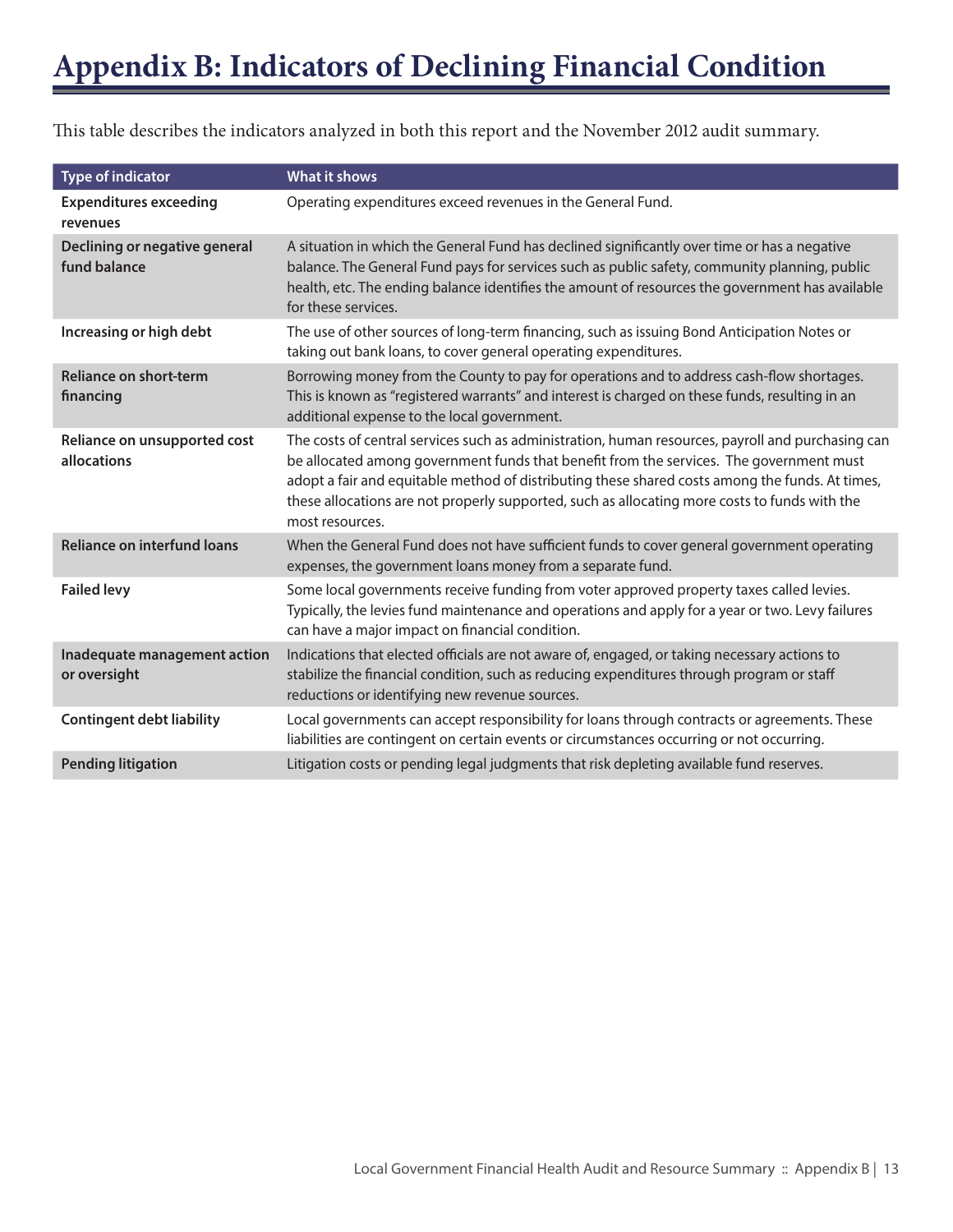# Appendix B: Indicators of Declining Financial Condition

This table describes the indicators analyzed in both this report and the November 2012 audit summary.

| Type of indicator | What it shows |
| --- | --- |
| **Expenditures exceeding revenues** | Operating expenditures exceed revenues in the General Fund. |
| **Declining or negative general fund balance** | A situation in which the General Fund has declined significantly over time or has a negative balance. The General Fund pays for services such as public safety, community planning, public health, etc. The ending balance identifies the amount of resources the government has available for these services. |
| **Increasing or high debt** | The use of other sources of long-term financing, such as issuing Bond Anticipation Notes or taking out bank loans, to cover general operating expenditures. |
| **Reliance on short-term financing** | Borrowing money from the County to pay for operations and to address cash-flow shortages. This is known as "registered warrants" and interest is charged on these funds, resulting in an additional expense to the local government. |
| **Reliance on unsupported cost allocations** | The costs of central services such as administration, human resources, payroll and purchasing can be allocated among government funds that benefit from the services. The government must adopt a fair and equitable method of distributing these shared costs among the funds. At times, these allocations are not properly supported, such as allocating more costs to funds with the most resources. |
| **Reliance on interfund loans** | When the General Fund does not have sufficient funds to cover general government operating expenses, the government loans money from a separate fund. |
| **Failed levy** | Some local governments receive funding from voter approved property taxes called levies. Typically, the levies fund maintenance and operations and apply for a year or two. Levy failures can have a major impact on financial condition. |
| **Inadequate management action or oversight** | Indications that elected officials are not aware of, engaged, or taking necessary actions to stabilize the financial condition, such as reducing expenditures through program or staff reductions or identifying new revenue sources. |
| **Contingent debt liability** | Local governments can accept responsibility for loans through contracts or agreements. These liabilities are contingent on certain events or circumstances occurring or not occurring. |
| **Pending litigation** | Litigation costs or pending legal judgments that risk depleting available fund reserves. |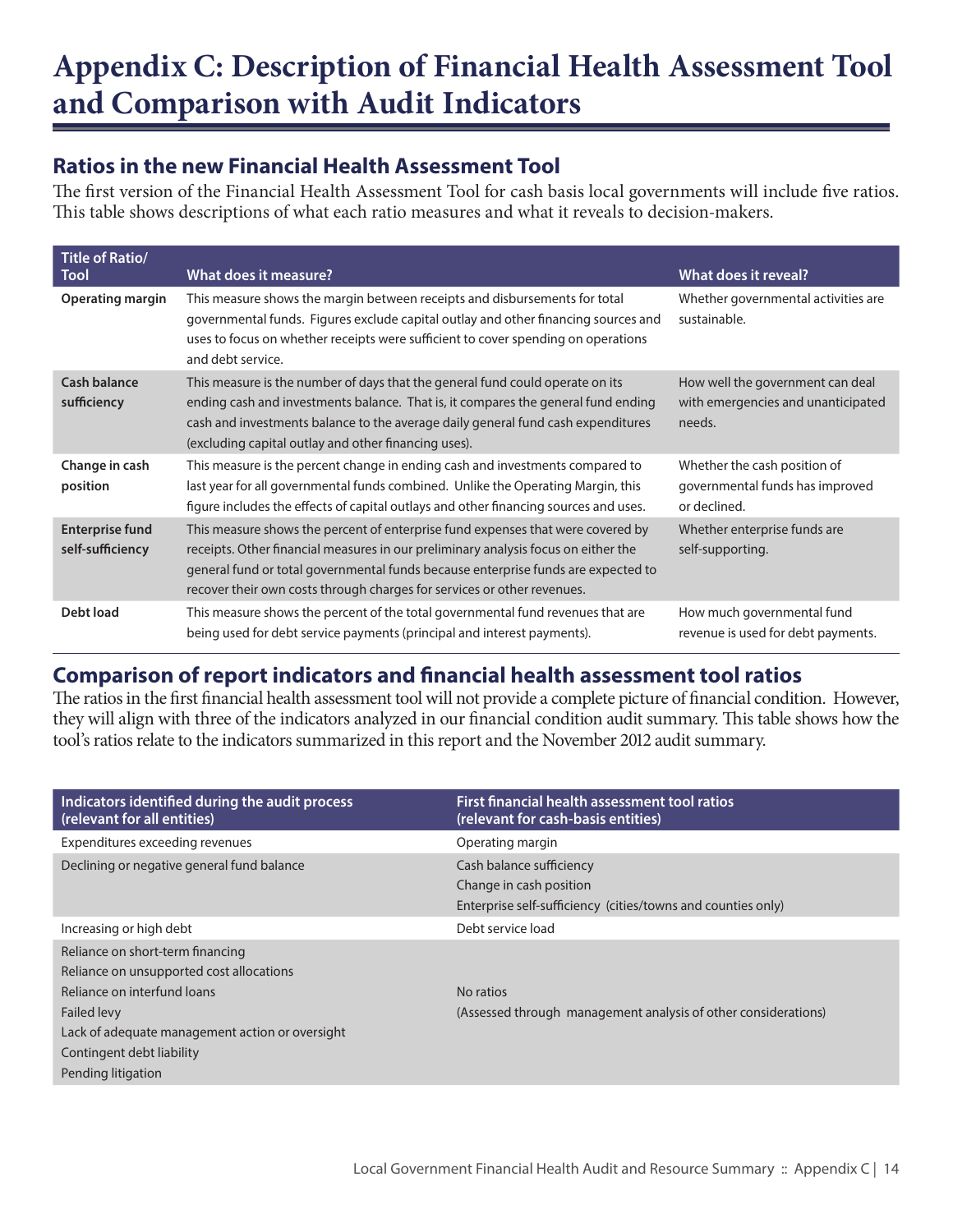# Appendix C: Description of Financial Health Assessment Tool and Comparison with Audit Indicators

## Ratios in the new Financial Health Assessment Tool

The first version of the Financial Health Assessment Tool for cash basis local governments will include five ratios. This table shows descriptions of what each ratio measures and what it reveals to decision-makers.

| Title of Ratio/ Tool | What does it measure? | What does it reveal? |
|---|---|---|
| **Operating margin** | This measure shows the margin between receipts and disbursements for total governmental funds. Figures exclude capital outlay and other financing sources and uses to focus on whether receipts were sufficient to cover spending on operations and debt service. | Whether governmental activities are sustainable. |
| **Cash balance sufficiency** | This measure is the number of days that the general fund could operate on its ending cash and investments balance. That is, it compares the general fund ending cash and investments balance to the average daily general fund cash expenditures (excluding capital outlay and other financing uses). | How well the government can deal with emergencies and unanticipated needs. |
| **Change in cash position** | This measure is the percent change in ending cash and investments compared to last year for all governmental funds combined. Unlike the Operating Margin, this figure includes the effects of capital outlays and other financing sources and uses. | Whether the cash position of governmental funds has improved or declined. |
| **Enterprise fund self-sufficiency** | This measure shows the percent of enterprise fund expenses that were covered by receipts. Other financial measures in our preliminary analysis focus on either the general fund or total governmental funds because enterprise funds are expected to recover their own costs through charges for services or other revenues. | Whether enterprise funds are self-supporting. |
| **Debt load** | This measure shows the percent of the total governmental fund revenues that are being used for debt service payments (principal and interest payments). | How much governmental fund revenue is used for debt payments. |

## Comparison of report indicators and financial health assessment tool ratios

The ratios in the first financial health assessment tool will not provide a complete picture of financial condition. However, they will align with three of the indicators analyzed in our financial condition audit summary. This table shows how the tool's ratios relate to the indicators summarized in this report and the November 2012 audit summary.

| Indicators identified during the audit process (relevant for all entities) | First financial health assessment tool ratios (relevant for cash-basis entities) |
|---|---|
| Expenditures exceeding revenues | Operating margin |
| Declining or negative general fund balance | Cash balance sufficiency<br>Change in cash position<br>Enterprise self-sufficiency (cities/towns and counties only) |
| Increasing or high debt | Debt service load |
| Reliance on short-term financing<br>Reliance on unsupported cost allocations<br>Reliance on interfund loans<br>Failed levy<br>Lack of adequate management action or oversight<br>Contingent debt liability<br>Pending litigation | No ratios<br>(Assessed through management analysis of other considerations) |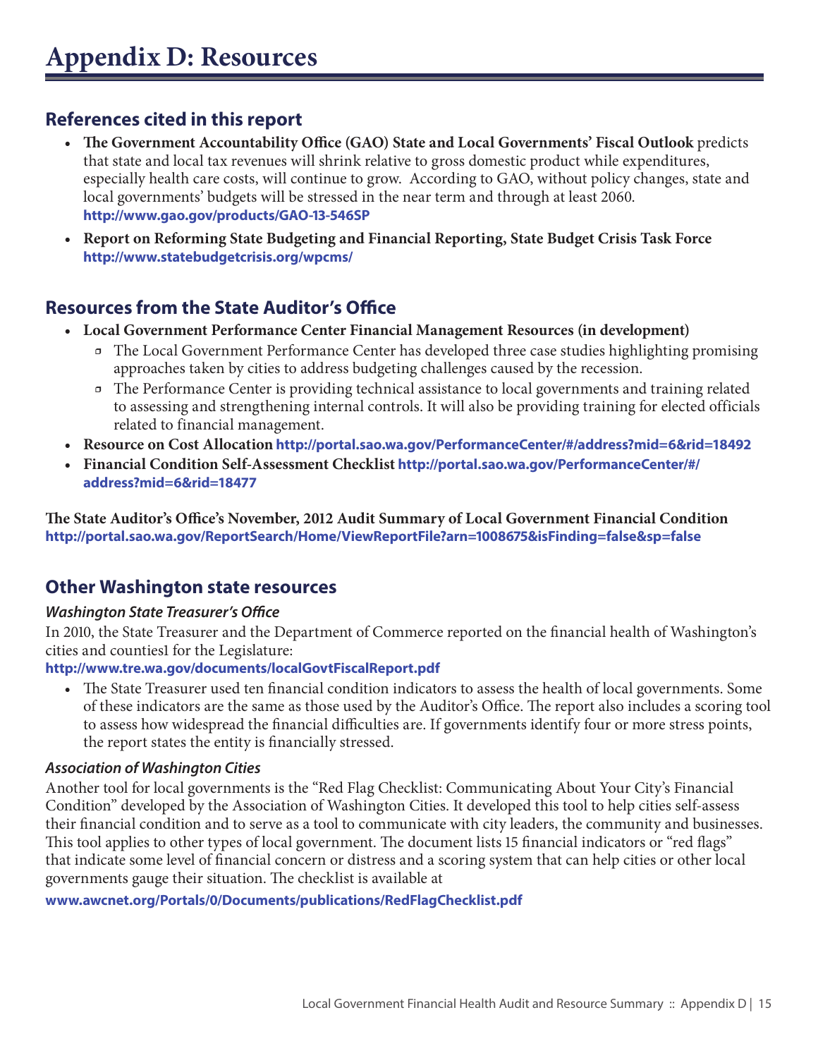# Appendix D: Resources

## References cited in this report

- **The Government Accountability Office (GAO) State and Local Governments' Fiscal Outlook** predicts that state and local tax revenues will shrink relative to gross domestic product while expenditures, especially health care costs, will continue to grow. According to GAO, without policy changes, state and local governments' budgets will be stressed in the near term and through at least 2060. **http://www.gao.gov/products/GAO-13-546SP**
- **Report on Reforming State Budgeting and Financial Reporting, State Budget Crisis Task Force** **http://www.statebudgetcrisis.org/wpcms/**

## Resources from the State Auditor's Office

- **Local Government Performance Center Financial Management Resources (in development)**
  - The Local Government Performance Center has developed three case studies highlighting promising approaches taken by cities to address budgeting challenges caused by the recession.
  - The Performance Center is providing technical assistance to local governments and training related to assessing and strengthening internal controls. It will also be providing training for elected officials related to financial management.
- **Resource on Cost Allocation** **http://portal.sao.wa.gov/PerformanceCenter/#/address?mid=6&rid=18492**
- **Financial Condition Self-Assessment Checklist** **http://portal.sao.wa.gov/PerformanceCenter/#/address?mid=6&rid=18477**

**The State Auditor's Office's November, 2012 Audit Summary of Local Government Financial Condition** **http://portal.sao.wa.gov/ReportSearch/Home/ViewReportFile?arn=1008675&isFinding=false&sp=false**

## Other Washington state resources

### *Washington State Treasurer's Office*

In 2010, the State Treasurer and the Department of Commerce reported on the financial health of Washington's cities and counties1 for the Legislature:

**http://www.tre.wa.gov/documents/localGovtFiscalReport.pdf**

- The State Treasurer used ten financial condition indicators to assess the health of local governments. Some of these indicators are the same as those used by the Auditor's Office. The report also includes a scoring tool to assess how widespread the financial difficulties are. If governments identify four or more stress points, the report states the entity is financially stressed.

### *Association of Washington Cities*

Another tool for local governments is the "Red Flag Checklist: Communicating About Your City's Financial Condition" developed by the Association of Washington Cities. It developed this tool to help cities self-assess their financial condition and to serve as a tool to communicate with city leaders, the community and businesses. This tool applies to other types of local government. The document lists 15 financial indicators or "red flags" that indicate some level of financial concern or distress and a scoring system that can help cities or other local governments gauge their situation. The checklist is available at

**www.awcnet.org/Portals/0/Documents/publications/RedFlagChecklist.pdf**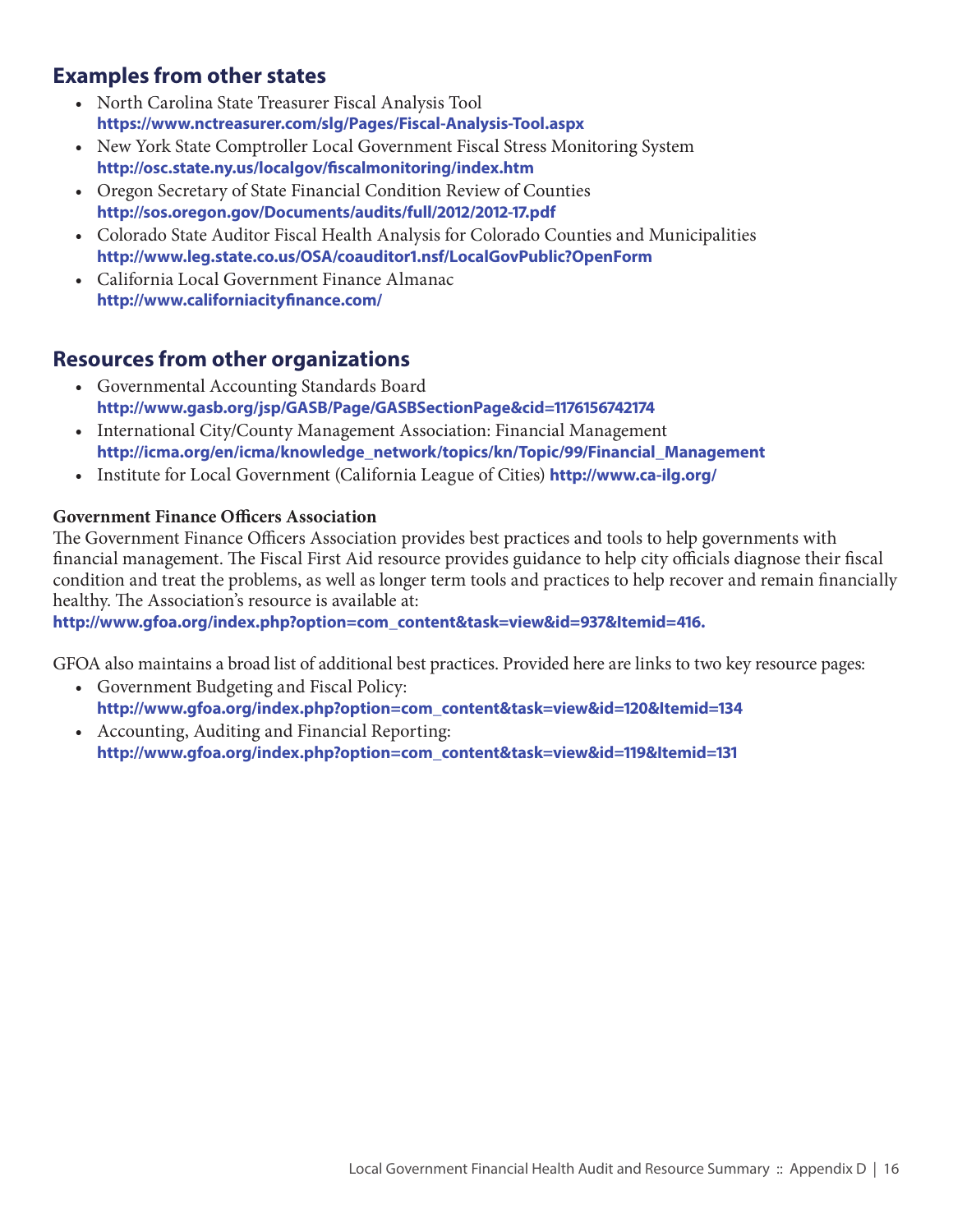## Examples from other states

- North Carolina State Treasurer Fiscal Analysis Tool
  **https://www.nctreasurer.com/slg/Pages/Fiscal-Analysis-Tool.aspx**
- New York State Comptroller Local Government Fiscal Stress Monitoring System
  **http://osc.state.ny.us/localgov/fiscalmonitoring/index.htm**
- Oregon Secretary of State Financial Condition Review of Counties
  **http://sos.oregon.gov/Documents/audits/full/2012/2012-17.pdf**
- Colorado State Auditor Fiscal Health Analysis for Colorado Counties and Municipalities
  **http://www.leg.state.co.us/OSA/coauditor1.nsf/LocalGovPublic?OpenForm**
- California Local Government Finance Almanac
  **http://www.californiacityfinance.com/**

## Resources from other organizations

- Governmental Accounting Standards Board
  **http://www.gasb.org/jsp/GASB/Page/GASBSectionPage&cid=1176156742174**
- International City/County Management Association: Financial Management
  **http://icma.org/en/icma/knowledge_network/topics/kn/Topic/99/Financial_Management**
- Institute for Local Government (California League of Cities) **http://www.ca-ilg.org/**

**Government Finance Officers Association**

The Government Finance Officers Association provides best practices and tools to help governments with financial management. The Fiscal First Aid resource provides guidance to help city officials diagnose their fiscal condition and treat the problems, as well as longer term tools and practices to help recover and remain financially healthy. The Association's resource is available at:
**http://www.gfoa.org/index.php?option=com_content&task=view&id=937&Itemid=416.**

GFOA also maintains a broad list of additional best practices. Provided here are links to two key resource pages:

- Government Budgeting and Fiscal Policy:
  **http://www.gfoa.org/index.php?option=com_content&task=view&id=120&Itemid=134**
- Accounting, Auditing and Financial Reporting:
  **http://www.gfoa.org/index.php?option=com_content&task=view&id=119&Itemid=131**